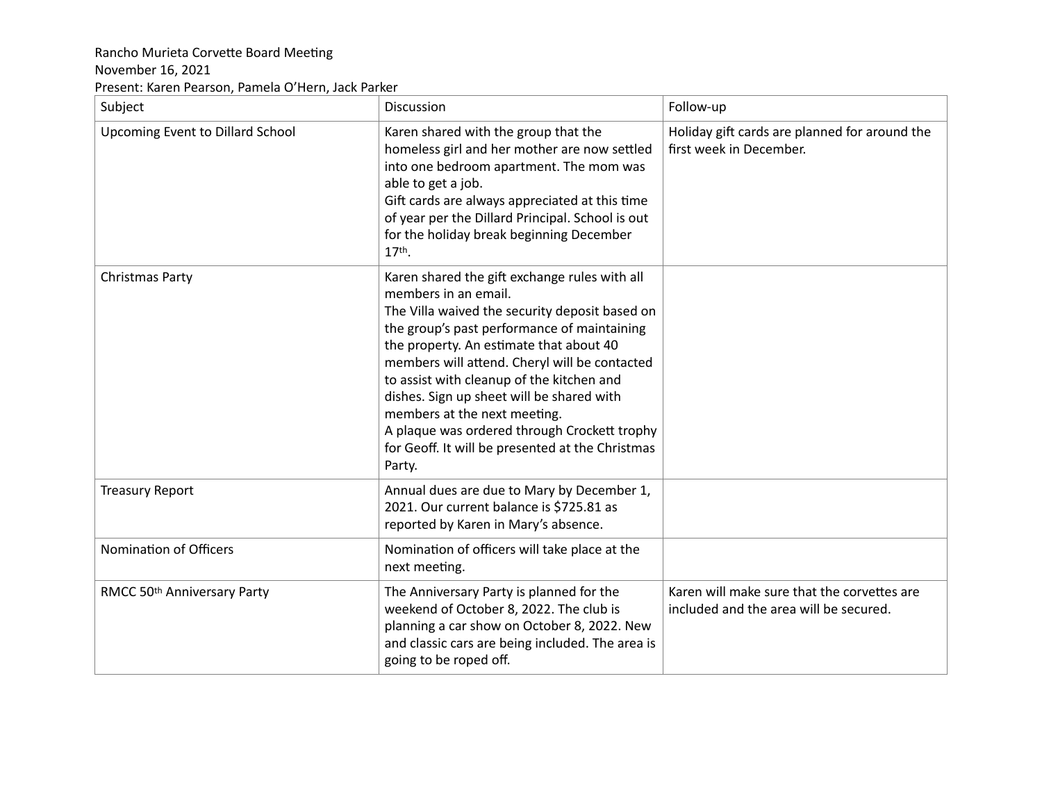Rancho Murieta Corvette Board Meeting
November 16, 2021
Present: Karen Pearson, Pamela O'Hern, Jack Parker

| Subject | Discussion | Follow-up |
| --- | --- | --- |
| Upcoming Event to Dillard School | Karen shared with the group that the homeless girl and her mother are now settled into one bedroom apartment. The mom was able to get a job.<br>Gift cards are always appreciated at this time of year per the Dillard Principal. School is out for the holiday break beginning December 17th. | Holiday gift cards are planned for around the first week in December. |
| Christmas Party | Karen shared the gift exchange rules with all members in an email.<br>The Villa waived the security deposit based on the group's past performance of maintaining the property. An estimate that about 40 members will attend. Cheryl will be contacted to assist with cleanup of the kitchen and dishes. Sign up sheet will be shared with members at the next meeting.<br>A plaque was ordered through Crockett trophy for Geoff. It will be presented at the Christmas Party. | |
| Treasury Report | Annual dues are due to Mary by December 1, 2021. Our current balance is $725.81 as reported by Karen in Mary's absence. | |
| Nomination of Officers | Nomination of officers will take place at the next meeting. | |
| RMCC 50th Anniversary Party | The Anniversary Party is planned for the weekend of October 8, 2022. The club is planning a car show on October 8, 2022. New and classic cars are being included. The area is going to be roped off. | Karen will make sure that the corvettes are included and the area will be secured. |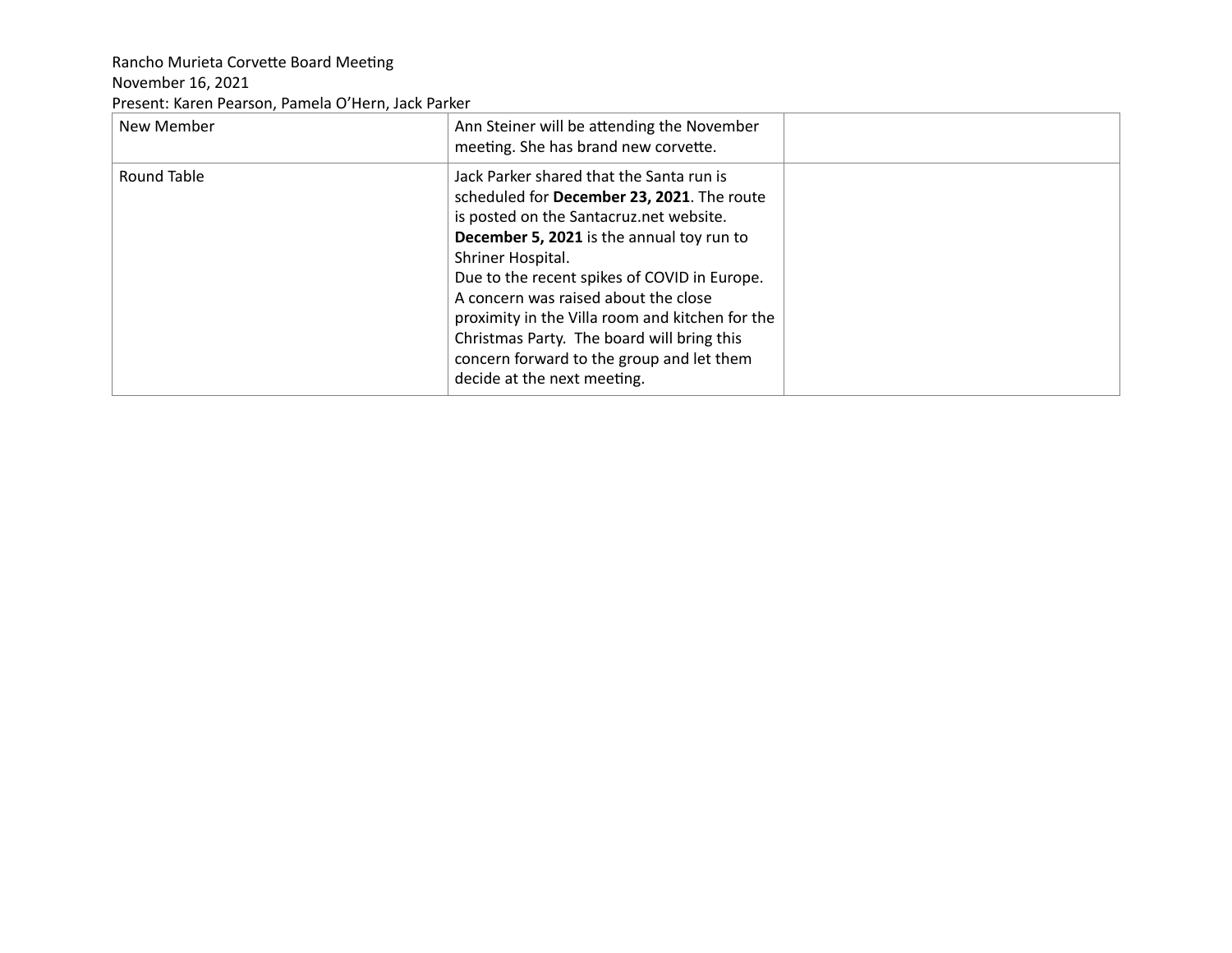Rancho Murieta Corvette Board Meeting
November 16, 2021
Present: Karen Pearson, Pamela O'Hern, Jack Parker

| | | |
|---|---|---|
| New Member | Ann Steiner will be attending the November meeting. She has brand new corvette. | |
| Round Table | Jack Parker shared that the Santa run is scheduled for **December 23, 2021**. The route is posted on the Santacruz.net website. **December 5, 2021** is the annual toy run to Shriner Hospital. Due to the recent spikes of COVID in Europe. A concern was raised about the close proximity in the Villa room and kitchen for the Christmas Party. The board will bring this concern forward to the group and let them decide at the next meeting. | |